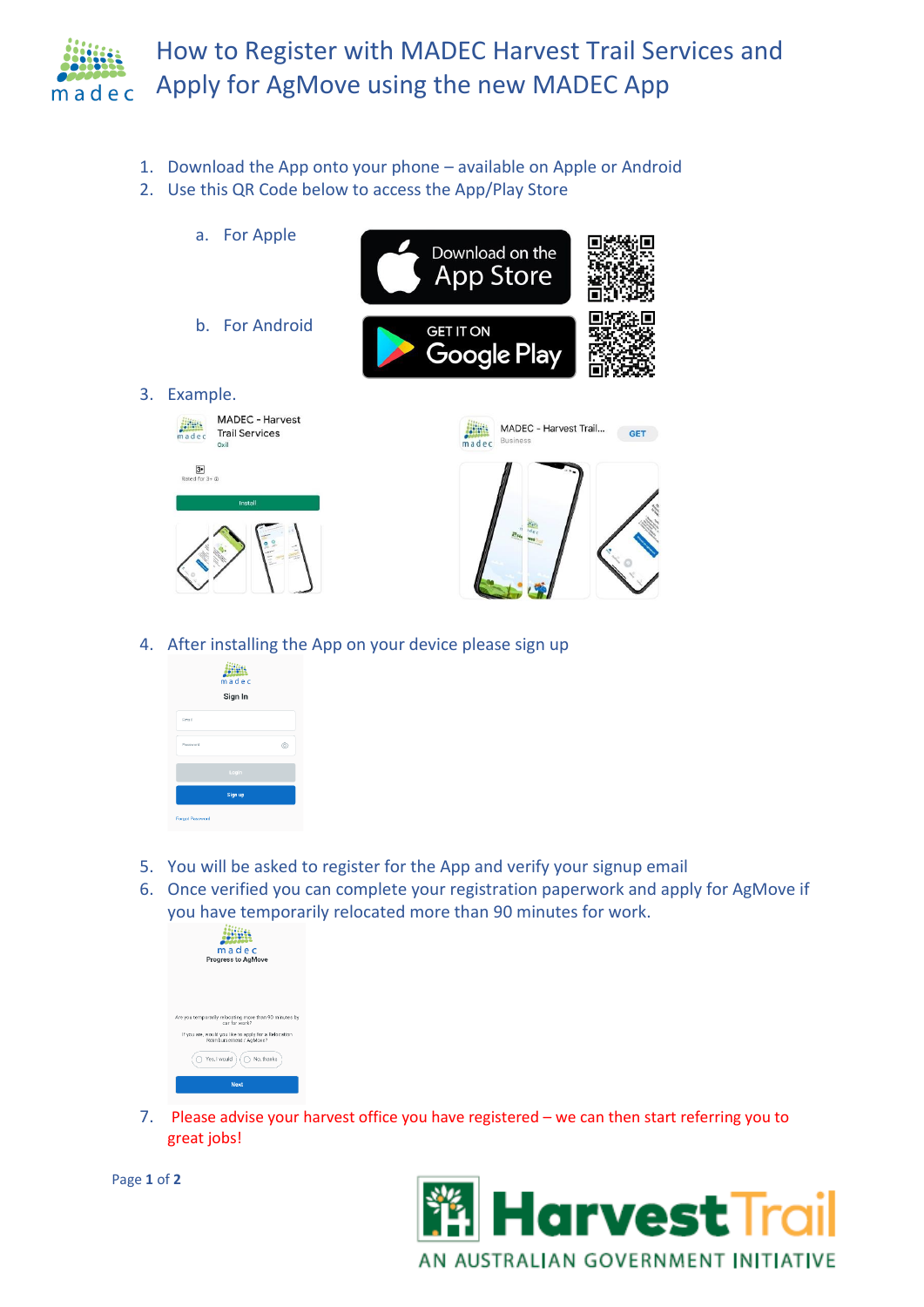# How to Register with MADEC Harvest Trail Services and Apply for AgMove using the new MADEC App

1. Download the App onto your phone – available on Apple or Android
2. Use this QR Code below to access the App/Play Store
   a. For Apple
   b. For Android
3. Example.
4. After installing the App on your device please sign up
5. You will be asked to register for the App and verify your signup email
6. Once verified you can complete your registration paperwork and apply for AgMove if you have temporarily relocated more than 90 minutes for work.
7. Please advise your harvest office you have registered – we can then start referring you to great jobs!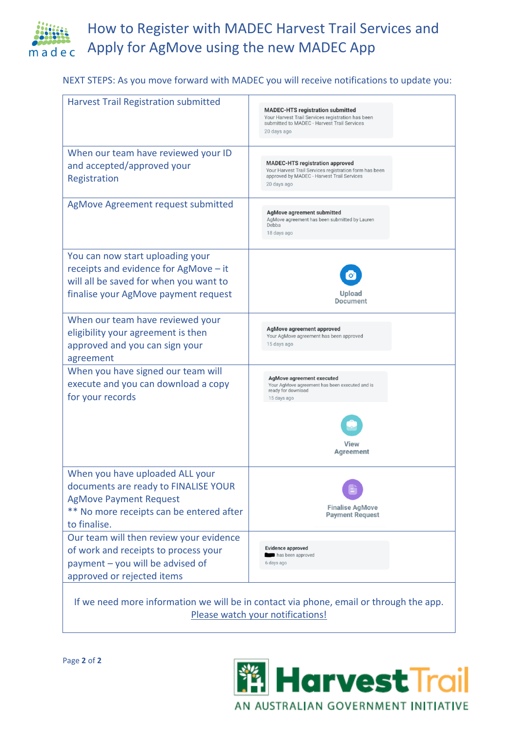# How to Register with MADEC Harvest Trail Services and Apply for AgMove using the new MADEC App

NEXT STEPS: As you move forward with MADEC you will receive notifications to update you:

| | |
|---|---|
| Harvest Trail Registration submitted | **MADEC-HTS registration submitted** Your Harvest Trail Services registration has been submitted to MADEC - Harvest Trail Services 20 days ago |
| When our team have reviewed your ID and accepted/approved your Registration | **MADEC-HTS registration approved** Your Harvest Trail Services registration form has been approved by MADEC - Harvest Trail Services 20 days ago |
| AgMove Agreement request submitted | **AgMove agreement submitted** AgMove agreement has been submitted by Lauren Debba 18 days ago |
| You can now start uploading your receipts and evidence for AgMove – it will all be saved for when you want to finalise your AgMove payment request | Upload Document |
| When our team have reviewed your eligibility your agreement is then approved and you can sign your agreement | **AgMove agreement approved** Your AgMove agreement has been approved 15 days ago |
| When you have signed our team will execute and you can download a copy for your records | **AgMove agreement executed** Your AgMove agreement has been executed and is ready for download 15 days ago<br>View Agreement |
| When you have uploaded ALL your documents are ready to FINALISE YOUR AgMove Payment Request<br>** No more receipts can be entered after to finalise. | Finalise AgMove Payment Request |
| Our team will then review your evidence of work and receipts to process your payment – you will be advised of approved or rejected items | **Evidence approved** has been approved 6 days ago |

If we need more information we will be in contact via phone, email or through the app. <u>Please watch your notifications!</u>

Harvest Trail
AN AUSTRALIAN GOVERNMENT INITIATIVE